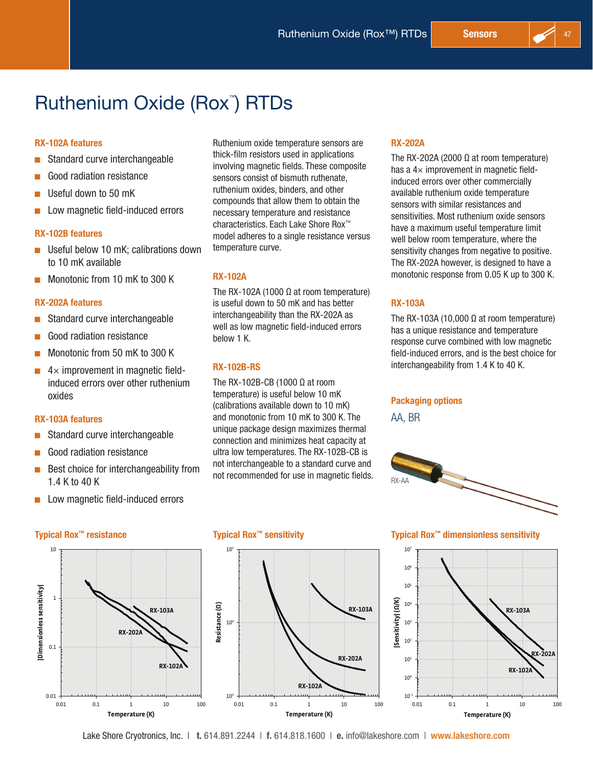# Ruthenium Oxide (Rox™) RTDs

### RX-102A features

- Standard curve interchangeable
- Good radiation resistance
- Useful down to 50 mK
- Low magnetic field-induced errors

### RX-102B features

- Useful below 10 mK; calibrations down to 10 mK available
- Monotonic from 10 mK to 300 K

### RX-202A features

- Standard curve interchangeable
- Good radiation resistance
- Monotonic from 50 mK to 300 K
- 4× improvement in magnetic field-induced errors over other ruthenium oxides

### RX-103A features

- Standard curve interchangeable
- Good radiation resistance
- Best choice for interchangeability from 1.4 K to 40 K
- Low magnetic field-induced errors

Ruthenium oxide temperature sensors are thick-film resistors used in applications involving magnetic fields. These composite sensors consist of bismuth ruthenate, ruthenium oxides, binders, and other compounds that allow them to obtain the necessary temperature and resistance characteristics. Each Lake Shore Rox™ model adheres to a single resistance versus temperature curve.

### RX-102A

The RX-102A (1000 Ω at room temperature) is useful down to 50 mK and has better interchangeability than the RX-202A as well as low magnetic field-induced errors below 1 K.

### RX-102B-RS

The RX-102B-CB (1000 Ω at room temperature) is useful below 10 mK (calibrations available down to 10 mK) and monotonic from 10 mK to 300 K. The unique package design maximizes thermal connection and minimizes heat capacity at ultra low temperatures. The RX-102B-CB is not interchangeable to a standard curve and not recommended for use in magnetic fields.

### RX-202A

The RX-202A (2000 Ω at room temperature) has a 4× improvement in magnetic field-induced errors over other commercially available ruthenium oxide temperature sensors with similar resistances and sensitivities. Most ruthenium oxide sensors have a maximum useful temperature limit well below room temperature, where the sensitivity changes from negative to positive. The RX-202A however, is designed to have a monotonic response from 0.05 K up to 300 K.

### RX-103A

The RX-103A (10,000 Ω at room temperature) has a unique resistance and temperature response curve combined with low magnetic field-induced errors, and is the best choice for interchangeability from 1.4 K to 40 K.

### Packaging options

AA, BR

RX-AA

### Typical Rox™ resistance

### Typical Rox™ sensitivity

### Typical Rox™ dimensionless sensitivity

Lake Shore Cryotronics, Inc. | t. 614.891.2244 | f. 614.818.1600 | e. info@lakeshore.com | www.lakeshore.com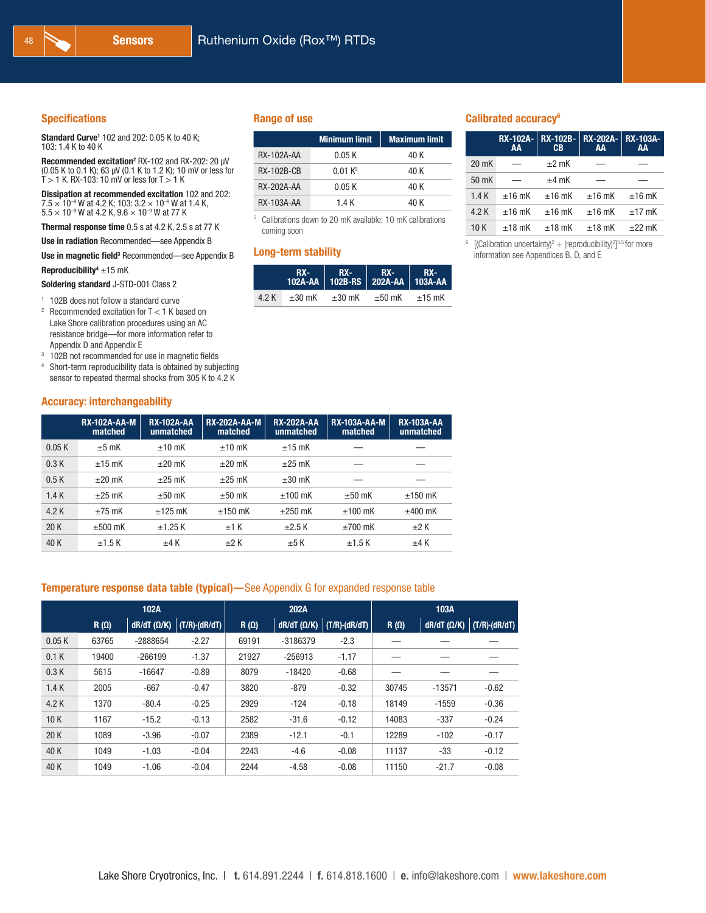# Ruthenium Oxide (Rox™) RTDs

## Specifications

**Standard Curve**[1] 102 and 202: 0.05 K to 40 K; 103: 1.4 K to 40 K

**Recommended excitation**[2] RX-102 and RX-202: 20 µV (0.05 K to 0.1 K); 63 µV (0.1 K to 1.2 K); 10 mV or less for T > 1 K. RX-103: 10 mV or less for T > 1 K

**Dissipation at recommended excitation** 102 and 202: $7.5 \times 10^{-8}$ W at 4.2 K; 103: $3.2 \times 10^{-9}$ W at 1.4 K, $5.5 \times 10^{-9}$ W at 4.2 K, $9.6 \times 10^{-9}$ W at 77 K

**Thermal response time** 0.5 s at 4.2 K, 2.5 s at 77 K

**Use in radiation** Recommended—see Appendix B

**Use in magnetic field**[3] Recommended—see Appendix B

**Reproducibility**[4] ±15 mK

**Soldering standard** J-STD-001 Class 2

1. 102B does not follow a standard curve
2. Recommended excitation for T < 1 K based on Lake Shore calibration procedures using an AC resistance bridge—for more information refer to Appendix D and Appendix E
3. 102B not recommended for use in magnetic fields
4. Short-term reproducibility data is obtained by subjecting sensor to repeated thermal shocks from 305 K to 4.2 K

## Range of use

| | Minimum limit | Maximum limit |
|---|---|---|
| RX-102A-AA | 0.05 K | 40 K |
| RX-102B-CB | 0.01 K[5] | 40 K |
| RX-202A-AA | 0.05 K | 40 K |
| RX-103A-AA | 1.4 K | 40 K |

5. Calibrations down to 20 mK available; 10 mK calibrations coming soon

## Long-term stability

| | RX-102A-AA | RX-102B-RS | RX-202A-AA | RX-103A-AA |
|---|---|---|---|---|
| 4.2 K | ±30 mK | ±30 mK | ±50 mK | ±15 mK |

## Calibrated accuracy[6]

| | RX-102A-AA | RX-102B-CB | RX-202A-AA | RX-103A-AA |
|---|---|---|---|---|
| 20 mK | — | ±2 mK | — | — |
| 50 mK | — | ±4 mK | — | — |
| 1.4 K | ±16 mK | ±16 mK | ±16 mK | ±16 mK |
| 4.2 K | ±16 mK | ±16 mK | ±16 mK | ±17 mK |
| 10 K | ±18 mK | ±18 mK | ±18 mK | ±22 mK |

6. $[(\text{Calibration uncertainty})^2 + (\text{reproducibility})^2]^{0.5}$ for more information see Appendices B, D, and E

## Accuracy: interchangeability

| | RX-102A-AA-M matched | RX-102A-AA unmatched | RX-202A-AA-M matched | RX-202A-AA unmatched | RX-103A-AA-M matched | RX-103A-AA unmatched |
|---|---|---|---|---|---|---|
| 0.05 K | ±5 mK | ±10 mK | ±10 mK | ±15 mK | — | — |
| 0.3 K | ±15 mK | ±20 mK | ±20 mK | ±25 mK | — | — |
| 0.5 K | ±20 mK | ±25 mK | ±25 mK | ±30 mK | — | — |
| 1.4 K | ±25 mK | ±50 mK | ±50 mK | ±100 mK | ±50 mK | ±150 mK |
| 4.2 K | ±75 mK | ±125 mK | ±150 mK | ±250 mK | ±100 mK | ±400 mK |
| 20 K | ±500 mK | ±1.25 K | ±1 K | ±2.5 K | ±700 mK | ±2 K |
| 40 K | ±1.5 K | ±4 K | ±2 K | ±5 K | ±1.5 K | ±4 K |

## Temperature response data table (typical)—See Appendix G for expanded response table

| | 102A | | | 202A | | | 103A | | |
|---|---|---|---|---|---|---|---|---|---|
| | R (Ω) | dR/dT (Ω/K) | (T/R)·(dR/dT) | R (Ω) | dR/dT (Ω/K) | (T/R)·(dR/dT) | R (Ω) | dR/dT (Ω/K) | (T/R)·(dR/dT) |
| 0.05 K | 63765 | -2888654 | -2.27 | 69191 | -3186379 | -2.3 | — | — | — |
| 0.1 K | 19400 | -266199 | -1.37 | 21927 | -256913 | -1.17 | — | — | — |
| 0.3 K | 5615 | -16647 | -0.89 | 8079 | -18420 | -0.68 | — | — | — |
| 1.4 K | 2005 | -667 | -0.47 | 3820 | -879 | -0.32 | 30745 | -13571 | -0.62 |
| 4.2 K | 1370 | -80.4 | -0.25 | 2929 | -124 | -0.18 | 18149 | -1559 | -0.36 |
| 10 K | 1167 | -15.2 | -0.13 | 2582 | -31.6 | -0.12 | 14083 | -337 | -0.24 |
| 20 K | 1089 | -3.96 | -0.07 | 2389 | -12.1 | -0.1 | 12289 | -102 | -0.17 |
| 40 K | 1049 | -1.03 | -0.04 | 2243 | -4.6 | -0.08 | 11137 | -33 | -0.12 |
| 40 K | 1049 | -1.06 | -0.04 | 2244 | -4.58 | -0.08 | 11150 | -21.7 | -0.08 |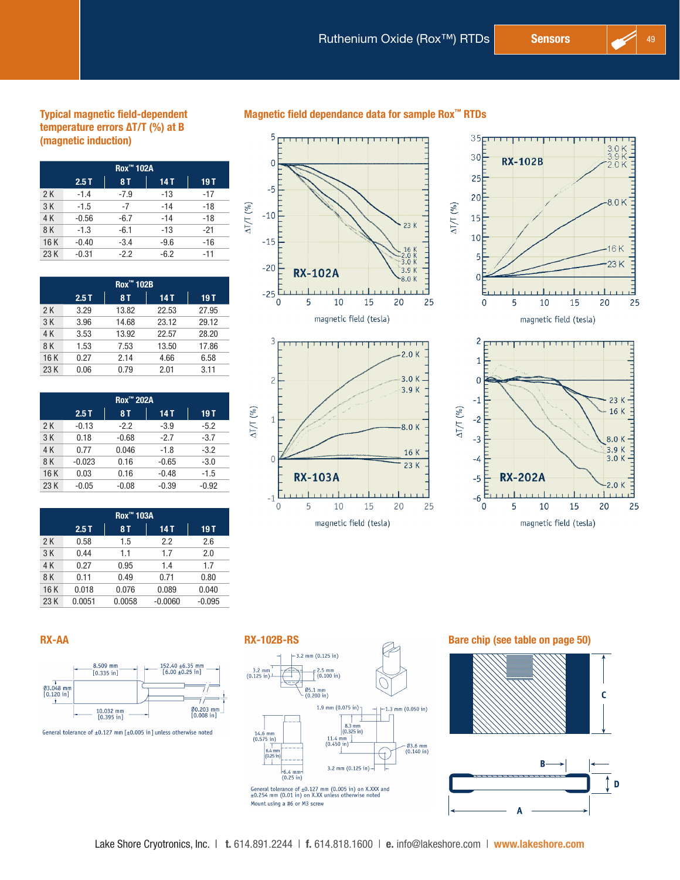## Typical magnetic field-dependent temperature errors ΔT/T (%) at B (magnetic induction)

| Rox™ 102A | 2.5 T | 8 T | 14 T | 19 T |
|---|---|---|---|---|
| 2 K | -1.4 | -7.9 | -13 | -17 |
| 3 K | -1.5 | -7 | -14 | -18 |
| 4 K | -0.56 | -6.7 | -14 | -18 |
| 8 K | -1.3 | -6.1 | -13 | -21 |
| 16 K | -0.40 | -3.4 | -9.6 | -16 |
| 23 K | -0.31 | -2.2 | -6.2 | -11 |

| Rox™ 102B | 2.5 T | 8 T | 14 T | 19 T |
|---|---|---|---|---|
| 2 K | 3.29 | 13.82 | 22.53 | 27.95 |
| 3 K | 3.96 | 14.68 | 23.12 | 29.12 |
| 4 K | 3.53 | 13.92 | 22.57 | 28.20 |
| 8 K | 1.53 | 7.53 | 13.50 | 17.86 |
| 16 K | 0.27 | 2.14 | 4.66 | 6.58 |
| 23 K | 0.06 | 0.79 | 2.01 | 3.11 |

| Rox™ 202A | 2.5 T | 8 T | 14 T | 19 T |
|---|---|---|---|---|
| 2 K | -0.13 | -2.2 | -3.9 | -5.2 |
| 3 K | 0.18 | -0.68 | -2.7 | -3.7 |
| 4 K | 0.77 | 0.046 | -1.8 | -3.2 |
| 8 K | -0.023 | 0.16 | -0.65 | -3.0 |
| 16 K | 0.03 | 0.16 | -0.48 | -1.5 |
| 23 K | -0.05 | -0.08 | -0.39 | -0.92 |

| Rox™ 103A | 2.5 T | 8 T | 14 T | 19 T |
|---|---|---|---|---|
| 2 K | 0.58 | 1.5 | 2.2 | 2.6 |
| 3 K | 0.44 | 1.1 | 1.7 | 2.0 |
| 4 K | 0.27 | 0.95 | 1.4 | 1.7 |
| 8 K | 0.11 | 0.49 | 0.71 | 0.80 |
| 16 K | 0.018 | 0.076 | 0.089 | 0.040 |
| 23 K | 0.0051 | 0.0058 | -0.0060 | -0.095 |

## Magnetic field dependance data for sample Rox™ RTDs

## RX-AA

General tolerance of ±0.127 mm [±0.005 in] unless otherwise noted

## RX-102B-RS

General tolerance of ±0.127 mm (0.005 in) on X.XXX and ±0.254 mm (0.01 in) on X.XX unless otherwise noted

Mount using a #6 or M3 screw

## Bare chip (see table on page 50)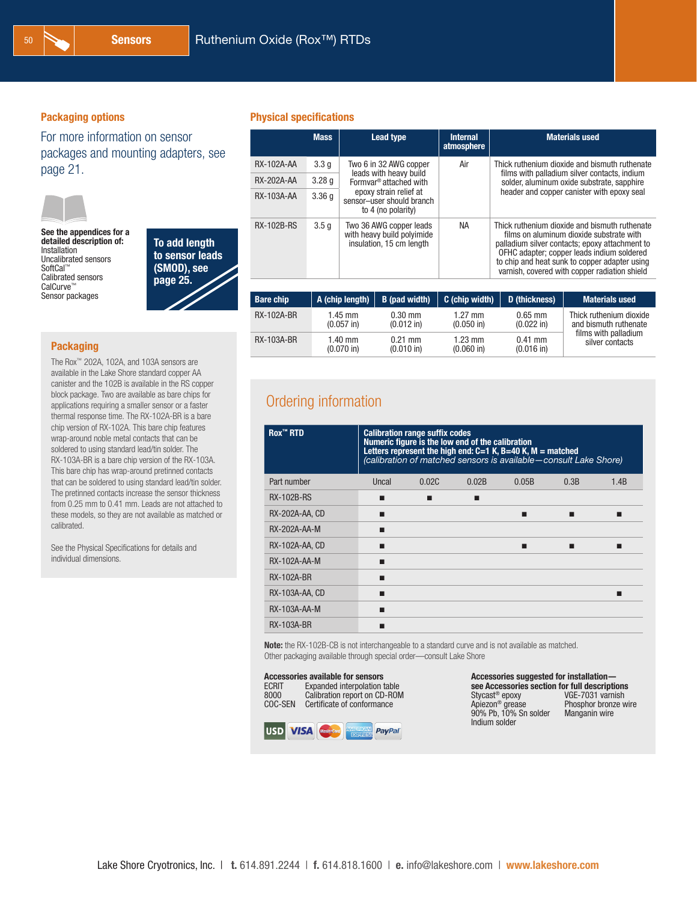## Packaging options

For more information on sensor packages and mounting adapters, see page 21.

**See the appendices for a detailed description of:**
Installation
Uncalibrated sensors
SoftCal™
Calibrated sensors
CalCurve™
Sensor packages

**To add length to sensor leads (SMOD), see page 25.**

## Packaging

The Rox™ 202A, 102A, and 103A sensors are available in the Lake Shore standard copper AA canister and the 102B is available in the RS copper block package. Two are available as bare chips for applications requiring a smaller sensor or a faster thermal response time. The RX-102A-BR is a bare chip version of RX-102A. This bare chip features wrap-around noble metal contacts that can be soldered to using standard lead/tin solder. The RX-103A-BR is a bare chip version of the RX-103A. This bare chip has wrap-around pretinned contacts that can be soldered to using standard lead/tin solder. The pretinned contacts increase the sensor thickness from 0.25 mm to 0.41 mm. Leads are not attached to these models, so they are not available as matched or calibrated.

See the Physical Specifications for details and individual dimensions.

## Physical specifications

| | Mass | Lead type | Internal atmosphere | Materials used |
|---|---|---|---|---|
| RX-102A-AA | 3.3 g | Two 6 in 32 AWG copper leads with heavy build Formvar® attached with epoxy strain relief at sensor—user should branch to 4 (no polarity) | Air | Thick ruthenium dioxide and bismuth ruthenate films with palladium silver contacts, indium solder, aluminum oxide substrate, sapphire header and copper canister with epoxy seal |
| RX-202A-AA | 3.28 g | | | |
| RX-103A-AA | 3.36 g | | | |
| RX-102B-RS | 3.5 g | Two 36 AWG copper leads with heavy build polyimide insulation, 15 cm length | NA | Thick ruthenium dioxide and bismuth ruthenate films on aluminum dioxide substrate with palladium silver contacts; epoxy attachment to OFHC adapter; copper leads indium soldered to chip and heat sunk to copper adapter using varnish, covered with copper radiation shield |

| Bare chip | A (chip length) | B (pad width) | C (chip width) | D (thickness) | Materials used |
|---|---|---|---|---|---|
| RX-102A-BR | 1.45 mm (0.057 in) | 0.30 mm (0.012 in) | 1.27 mm (0.050 in) | 0.65 mm (0.022 in) | Thick ruthenium dioxide and bismuth ruthenate films with palladium silver contacts |
| RX-103A-BR | 1.40 mm (0.070 in) | 0.21 mm (0.010 in) | 1.23 mm (0.060 in) | 0.41 mm (0.016 in) | |

## Ordering information

| Rox™ RTD | Calibration range suffix codes<br>Numeric figure is the low end of the calibration<br>Letters represent the high end: C=1 K, B=40 K, M = matched<br>*(calibration of matched sensors is available—consult Lake Shore)* | | | | | |
|---|---|---|---|---|---|---|
| Part number | Uncal | 0.02C | 0.02B | 0.05B | 0.3B | 1.4B |
| RX-102B-RS | ■ | ■ | ■ | | | |
| RX-202A-AA, CD | ■ | | | ■ | ■ | ■ |
| RX-202A-AA-M | ■ | | | | | |
| RX-102A-AA, CD | ■ | | | ■ | ■ | ■ |
| RX-102A-AA-M | ■ | | | | | |
| RX-102A-BR | ■ | | | | | |
| RX-103A-AA, CD | ■ | | | | | ■ |
| RX-103A-AA-M | ■ | | | | | |
| RX-103A-BR | ■ | | | | | |

**Note:** the RX-102B-CB is not interchangeable to a standard curve and is not available as matched.
Other packaging available through special order—consult Lake Shore

**Accessories available for sensors**

| | |
|---|---|
| ECRIT | Expanded interpolation table |
| 8000 | Calibration report on CD-ROM |
| COC-SEN | Certificate of conformance |

**Accessories suggested for installation—see Accessories section for full descriptions**

Stycast® epoxy
Apiezon® grease
90% Pb, 10% Sn solder
Indium solder
VGE-7031 varnish
Phosphor bronze wire
Manganin wire

USD VISA MasterCard AMERICAN EXPRESS PayPal